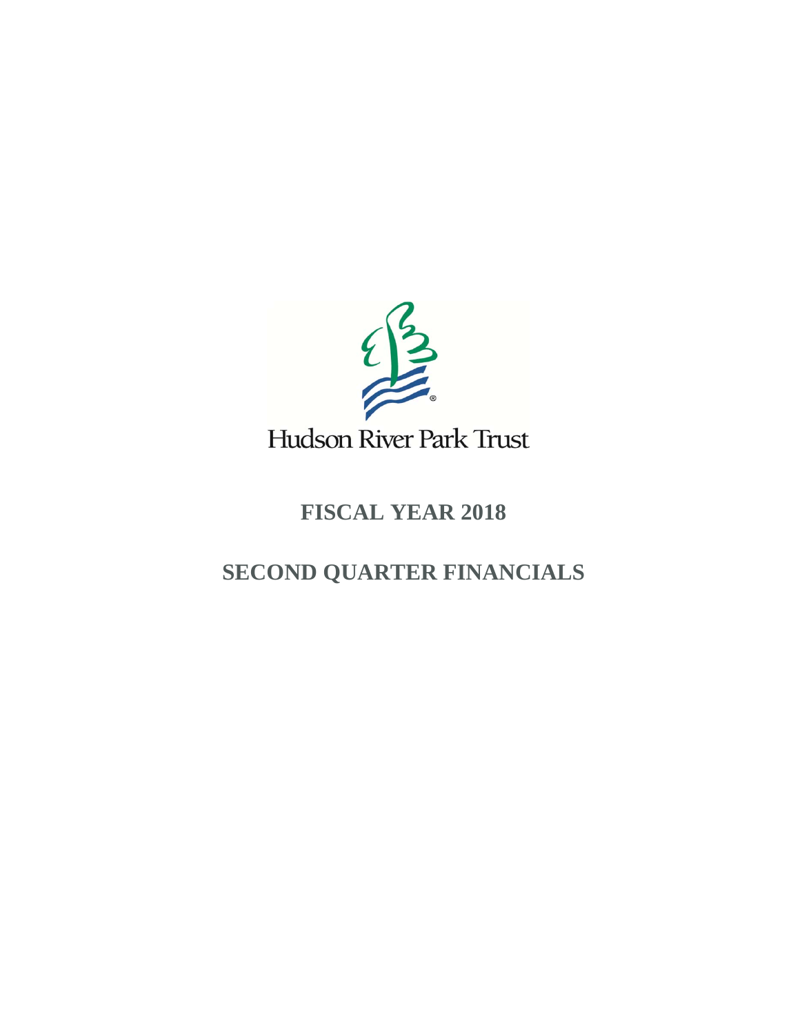Hudson River Park Trust

# FISCAL YEAR 2018

# SECOND QUARTER FINANCIALS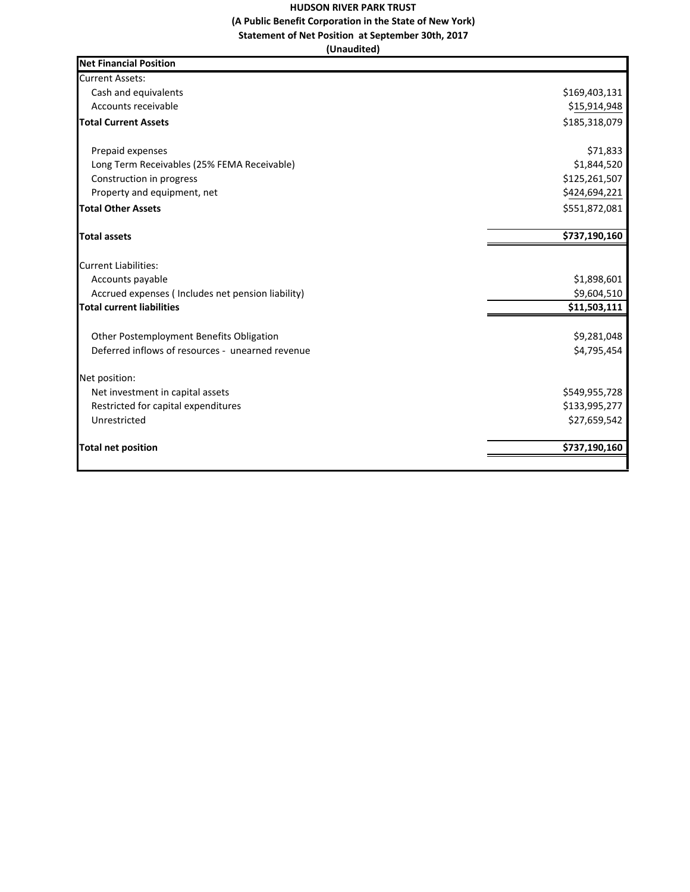**HUDSON RIVER PARK TRUST**

**(A Public Benefit Corporation in the State of New York)**

**Statement of Net Position at September 30th, 2017**

**(Unaudited)**

| **Net Financial Position** | |
|---|---|
| Current Assets: | |
| Cash and equivalents | $169,403,131 |
| Accounts receivable | $15,914,948 |
| **Total Current Assets** | $185,318,079 |
| | |
| Prepaid expenses | $71,833 |
| Long Term Receivables (25% FEMA Receivable) | $1,844,520 |
| Construction in progress | $125,261,507 |
| Property and equipment, net | $424,694,221 |
| **Total Other Assets** | $551,872,081 |
| | |
| **Total assets** | **$737,190,160** |
| | |
| Current Liabilities: | |
| Accounts payable | $1,898,601 |
| Accrued expenses ( Includes net pension liability) | $9,604,510 |
| **Total current liabilities** | **$11,503,111** |
| | |
| Other Postemployment Benefits Obligation | $9,281,048 |
| Deferred inflows of resources - unearned revenue | $4,795,454 |
| | |
| Net position: | |
| Net investment in capital assets | $549,955,728 |
| Restricted for capital expenditures | $133,995,277 |
| Unrestricted | $27,659,542 |
| | |
| **Total net position** | **$737,190,160** |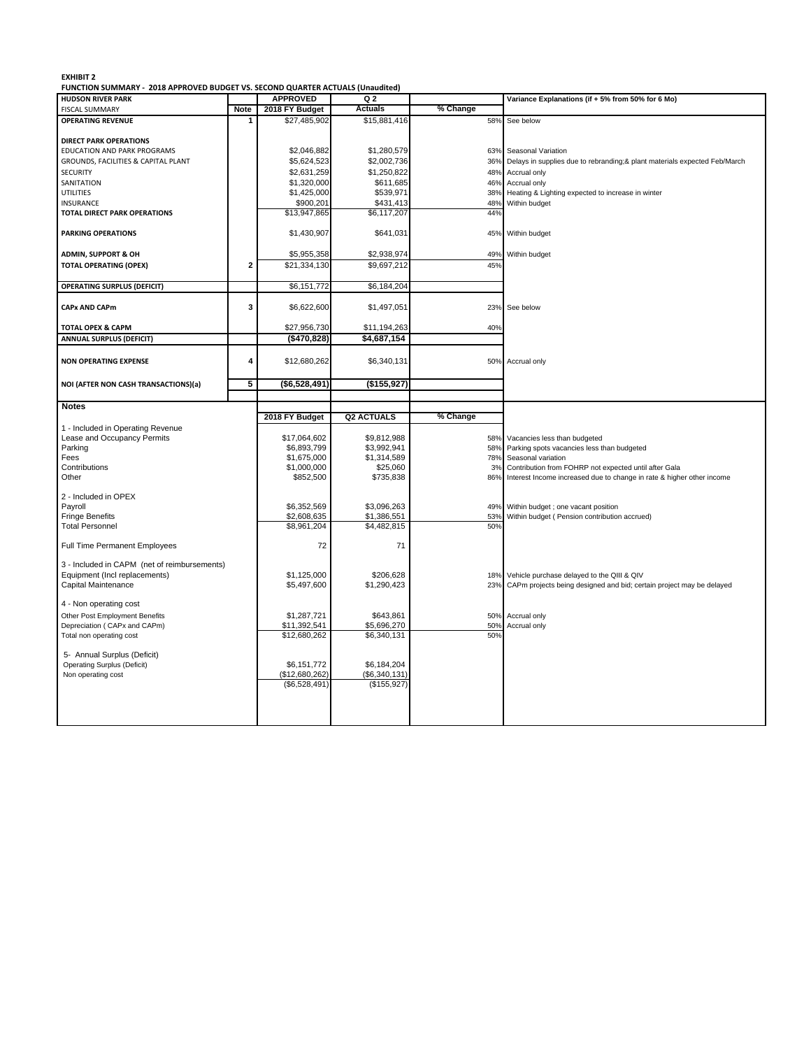**EXHIBIT 2**

**FUNCTION SUMMARY - 2018 APPROVED BUDGET VS. SECOND QUARTER ACTUALS (Unaudited)**

| HUDSON RIVER PARK | | APPROVED | Q 2 | | Variance Explanations (if + 5% from 50% for 6 Mo) |
|---|---|---|---|---|---|
| FISCAL SUMMARY | Note | 2018 FY Budget | Actuals | % Change | |
| **OPERATING REVENUE** | 1 | $27,485,902 | $15,881,416 | 58% | See below |
| **DIRECT PARK OPERATIONS** | | | | | |
| EDUCATION AND PARK PROGRAMS | | $2,046,882 | $1,280,579 | 63% | Seasonal Variation |
| GROUNDS, FACILITIES & CAPITAL PLANT | | $5,624,523 | $2,002,736 | 36% | Delays in supplies due to rebranding;& plant materials expected Feb/March |
| SECURITY | | $2,631,259 | $1,250,822 | 48% | Accrual only |
| SANITATION | | $1,320,000 | $611,685 | 46% | Accrual only |
| UTILITIES | | $1,425,000 | $539,971 | 38% | Heating & Lighting expected to increase in winter |
| INSURANCE | | $900,201 | $431,413 | 48% | Within budget |
| **TOTAL DIRECT PARK OPERATIONS** | | $13,947,865 | $6,117,207 | 44% | |
| **PARKING OPERATIONS** | | $1,430,907 | $641,031 | 45% | Within budget |
| **ADMIN, SUPPORT & OH** | | $5,955,358 | $2,938,974 | 49% | Within budget |
| **TOTAL OPERATING (OPEX)** | 2 | $21,334,130 | $9,697,212 | 45% | |
| **OPERATING SURPLUS (DEFICIT)** | | $6,151,772 | $6,184,204 | | |
| **CAPx AND CAPm** | 3 | $6,622,600 | $1,497,051 | 23% | See below |
| **TOTAL OPEX & CAPM** | | $27,956,730 | $11,194,263 | 40% | |
| **ANNUAL SURPLUS (DEFICIT)** | | **($470,828)** | **$4,687,154** | | |
| **NON OPERATING EXPENSE** | 4 | $12,680,262 | $6,340,131 | 50% | Accrual only |
| **NOI (AFTER NON CASH TRANSACTIONS)(a)** | 5 | **($6,528,491)** | **($155,927)** | | |

**Notes**

| | 2018 FY Budget | Q2 ACTUALS | % Change | |
|---|---|---|---|---|
| 1 - Included in Operating Revenue | | | | |
| Lease and Occupancy Permits | $17,064,602 | $9,812,988 | 58% | Vacancies less than budgeted |
| Parking | $6,893,799 | $3,992,941 | 58% | Parking spots vacancies less than budgeted |
| Fees | $1,675,000 | $1,314,589 | 78% | Seasonal variation |
| Contributions | $1,000,000 | $25,060 | 3% | Contribution from FOHRP not expected until after Gala |
| Other | $852,500 | $735,838 | 86% | Interest Income increased due to change in rate & higher other income |
| 2 - Included in OPEX | | | | |
| Payroll | $6,352,569 | $3,096,263 | 49% | Within budget ; one vacant position |
| Fringe Benefits | $2,608,635 | $1,386,551 | 53% | Within budget ( Pension contribution accrued) |
| Total Personnel | $8,961,204 | $4,482,815 | 50% | |
| Full Time Permanent Employees | 72 | 71 | | |
| 3 - Included in CAPM (net of reimbursements) | | | | |
| Equipment (Incl replacements) | $1,125,000 | $206,628 | 18% | Vehicle purchase delayed to the QIII & QIV |
| Capital Maintenance | $5,497,600 | $1,290,423 | 23% | CAPm projects being designed and bid; certain project may be delayed |
| 4 - Non operating cost | | | | |
| Other Post Employment Benefits | $1,287,721 | $643,861 | 50% | Accrual only |
| Depreciation ( CAPx and CAPm) | $11,392,541 | $5,696,270 | 50% | Accrual only |
| Total non operating cost | $12,680,262 | $6,340,131 | 50% | |
| 5- Annual Surplus (Deficit) | | | | |
| Operating Surplus (Deficit) | $6,151,772 | $6,184,204 | | |
| Non operating cost | ($12,680,262) | ($6,340,131) | | |
| | ($6,528,491) | ($155,927) | | |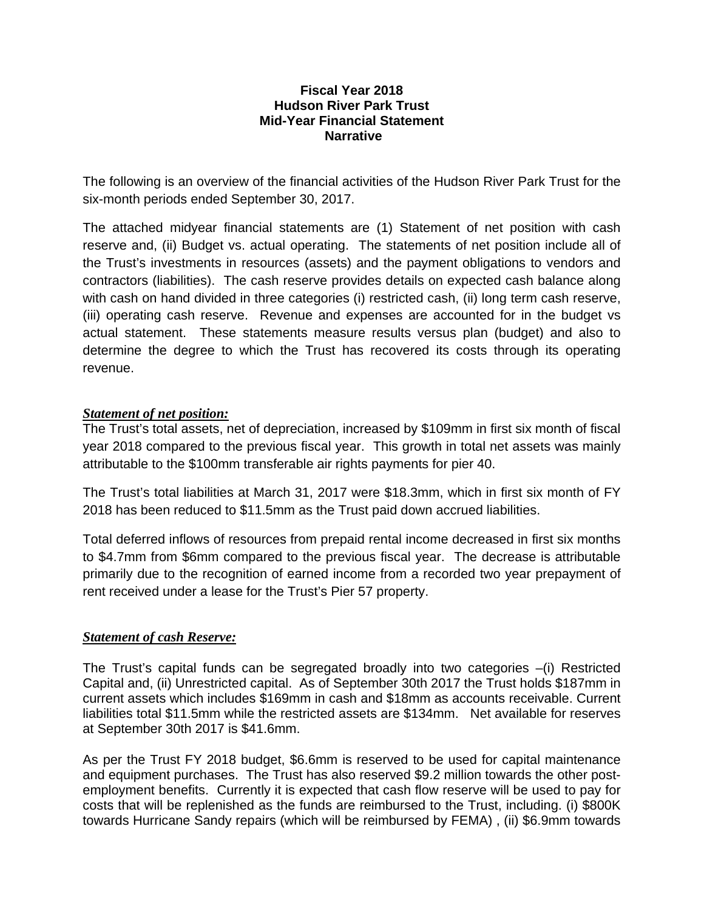**Fiscal Year 2018**
**Hudson River Park Trust**
**Mid-Year Financial Statement**
**Narrative**

The following is an overview of the financial activities of the Hudson River Park Trust for the six-month periods ended September 30, 2017.

The attached midyear financial statements are (1) Statement of net position with cash reserve and, (ii) Budget vs. actual operating. The statements of net position include all of the Trust's investments in resources (assets) and the payment obligations to vendors and contractors (liabilities). The cash reserve provides details on expected cash balance along with cash on hand divided in three categories (i) restricted cash, (ii) long term cash reserve, (iii) operating cash reserve. Revenue and expenses are accounted for in the budget vs actual statement. These statements measure results versus plan (budget) and also to determine the degree to which the Trust has recovered its costs through its operating revenue.

***Statement of net position:***

The Trust's total assets, net of depreciation, increased by $109mm in first six month of fiscal year 2018 compared to the previous fiscal year. This growth in total net assets was mainly attributable to the $100mm transferable air rights payments for pier 40.

The Trust's total liabilities at March 31, 2017 were $18.3mm, which in first six month of FY 2018 has been reduced to $11.5mm as the Trust paid down accrued liabilities.

Total deferred inflows of resources from prepaid rental income decreased in first six months to $4.7mm from $6mm compared to the previous fiscal year. The decrease is attributable primarily due to the recognition of earned income from a recorded two year prepayment of rent received under a lease for the Trust's Pier 57 property.

***Statement of cash Reserve:***

The Trust's capital funds can be segregated broadly into two categories –(i) Restricted Capital and, (ii) Unrestricted capital. As of September 30th 2017 the Trust holds $187mm in current assets which includes $169mm in cash and $18mm as accounts receivable. Current liabilities total $11.5mm while the restricted assets are $134mm. Net available for reserves at September 30th 2017 is $41.6mm.

As per the Trust FY 2018 budget, $6.6mm is reserved to be used for capital maintenance and equipment purchases. The Trust has also reserved $9.2 million towards the other post-employment benefits. Currently it is expected that cash flow reserve will be used to pay for costs that will be replenished as the funds are reimbursed to the Trust, including. (i) $800K towards Hurricane Sandy repairs (which will be reimbursed by FEMA) , (ii) $6.9mm towards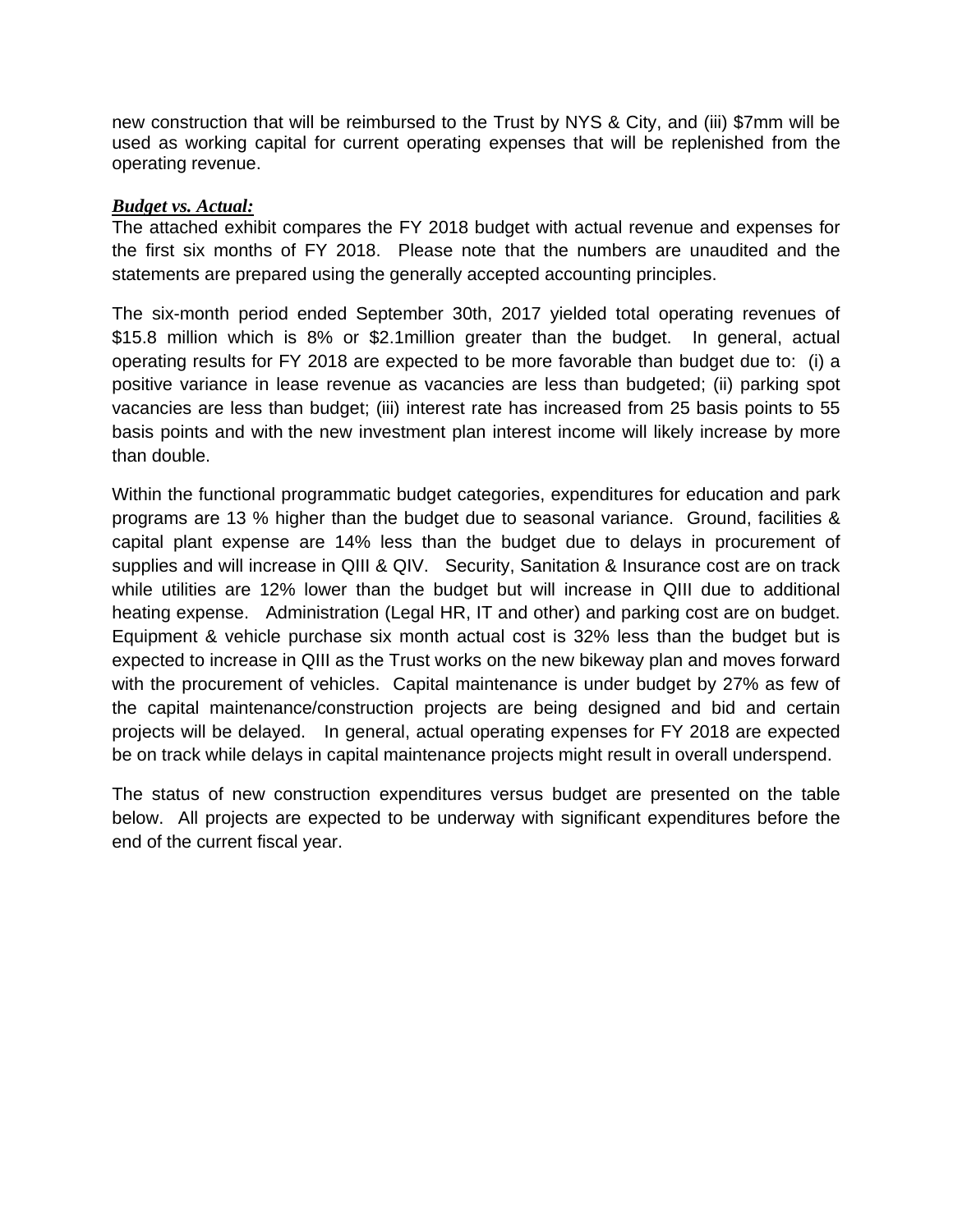new construction that will be reimbursed to the Trust by NYS & City, and (iii) $7mm will be used as working capital for current operating expenses that will be replenished from the operating revenue.

***Budget vs. Actual:***

The attached exhibit compares the FY 2018 budget with actual revenue and expenses for the first six months of FY 2018. Please note that the numbers are unaudited and the statements are prepared using the generally accepted accounting principles.

The six-month period ended September 30th, 2017 yielded total operating revenues of $15.8 million which is 8% or $2.1million greater than the budget. In general, actual operating results for FY 2018 are expected to be more favorable than budget due to: (i) a positive variance in lease revenue as vacancies are less than budgeted; (ii) parking spot vacancies are less than budget; (iii) interest rate has increased from 25 basis points to 55 basis points and with the new investment plan interest income will likely increase by more than double.

Within the functional programmatic budget categories, expenditures for education and park programs are 13 % higher than the budget due to seasonal variance. Ground, facilities & capital plant expense are 14% less than the budget due to delays in procurement of supplies and will increase in QIII & QIV. Security, Sanitation & Insurance cost are on track while utilities are 12% lower than the budget but will increase in QIII due to additional heating expense. Administration (Legal HR, IT and other) and parking cost are on budget. Equipment & vehicle purchase six month actual cost is 32% less than the budget but is expected to increase in QIII as the Trust works on the new bikeway plan and moves forward with the procurement of vehicles. Capital maintenance is under budget by 27% as few of the capital maintenance/construction projects are being designed and bid and certain projects will be delayed. In general, actual operating expenses for FY 2018 are expected be on track while delays in capital maintenance projects might result in overall underspend.

The status of new construction expenditures versus budget are presented on the table below. All projects are expected to be underway with significant expenditures before the end of the current fiscal year.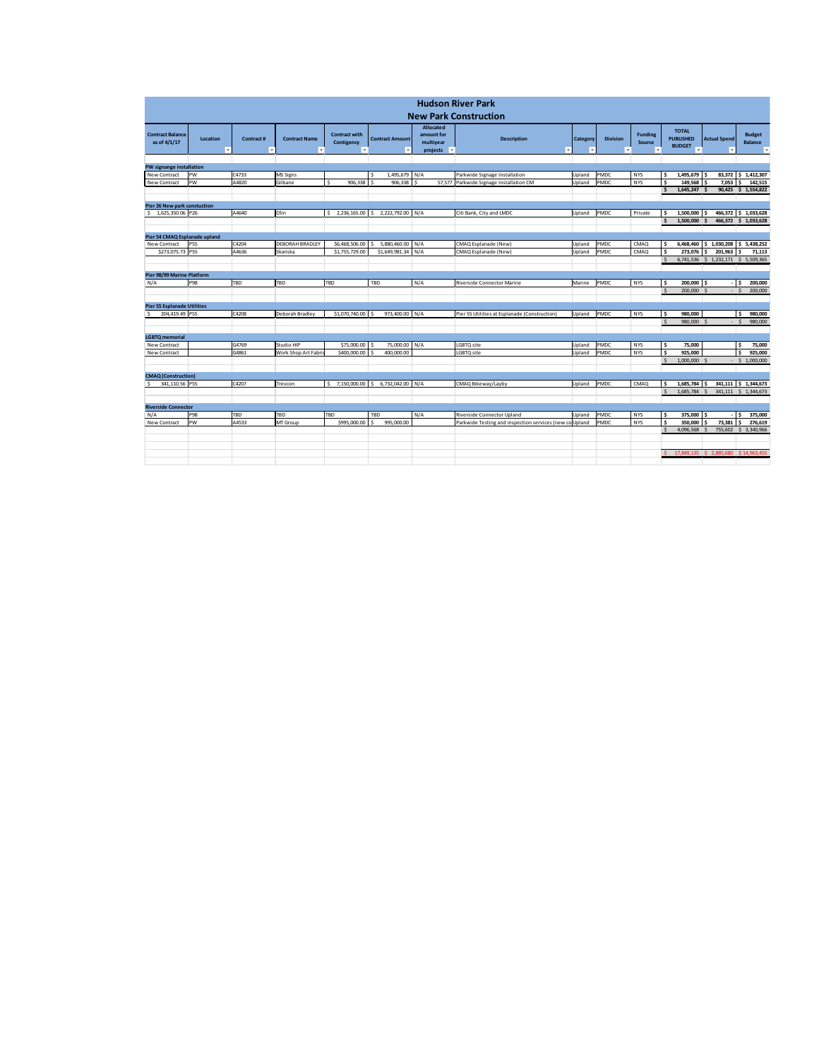# Hudson River Park

## New Park Construction

| Contract Balance as of 4/1/17 | Location | Contract # | Contract Name | Contract with Contigency | Contract Amount | Allocated amount for multiyear projects | Description | Category | Division | Funding Source | TOTAL PUBLISHED BUDGET | Actual Spend | Budget Balance |
|---|---|---|---|---|---|---|---|---|---|---|---|---|---|
| **PW signange installation** | | | | | | | | | | | | | |
| New Contract | PW | C4733 | MS Signs | | $ 1,495,679 | N/A | Parkwide Signage Installation | Upland | PMDC | NYS | $ 1,495,679 | $ 83,372 | $ 1,412,307 |
| New Contract | PW | A4820 | Gilbane | $ 906,338 | $ 906,338 | $ 57,577 | Parkwide Signage Installation CM | Upland | PMDC | NYS | $ 149,568 | $ 7,053 | $ 142,515 |
| | | | | | | | | | | | $ 1,645,247 | $ 90,425 | $ 1,554,822 |
| **Pier 26 New park constuction** | | | | | | | | | | | | | |
| $ 1,625,350.06 | P26 | A4640 | Olin | $ 2,236,165.00 | $ 2,222,792.00 | N/A | Citi Bank, City and LMDC | Upland | PMDC | Private | $ 1,500,000 | $ 466,372 | $ 1,033,628 |
| | | | | | | | | | | | $ 1,500,000 | $ 466,372 | $ 1,033,628 |
| **Pier 54 CMAQ Esplanade upland** | | | | | | | | | | | | | |
| New Contract | P55 | C4204 | DEBORAH BRADLEY | $6,468,506.00 | $ 5,880,460.00 | N/A | CMAQ Esplanade (New) | Upland | PMDC | CMAQ | $ 6,468,460 | $ 1,030,208 | $ 5,438,252 |
| $273,075.73 | P55 | A4636 | Skanska | $1,755,729.00 | $1,649,981.34 | N/A | CMAQ Esplanade (New) | Upland | PMDC | CMAQ | $ 273,076 | $ 201,963 | $ 71,113 |
| | | | | | | | | | | | $ 6,741,536 | $ 1,232,171 | $ 5,509,365 |
| **Pier 98/99 Marine Platform** | | | | | | | | | | | | | |
| N/A | P98 | TBD | TBD | TBD | TBD | N/A | Riverside Connector Marine | Marine | PMDC | NYS | $ 200,000 | $ - | $ 200,000 |
| | | | | | | | | | | | $ 200,000 | $ - | $ 200,000 |
| **Pier 55 Esplanade Utilities** | | | | | | | | | | | | | |
| $ 204,419.49 | P55 | C4208 | Deborah Bradley | $1,070,740.00 | $ 973,400.00 | N/A | Pier 55 Utilities at Esplanade (Construction) | Upland | PMDC | NYS | $ 980,000 | | $ 980,000 |
| | | | | | | | | | | | $ 980,000 | $ - | $ 980,000 |
| **LGBTQ memorial** | | | | | | | | | | | | | |
| New Contract | | G4769 | Studio HIP | $75,000.00 | $ 75,000.00 | N/A | LGBTQ site | Upland | PMDC | NYS | $ 75,000 | | $ 75,000 |
| New Contract | | G4861 | Work Shop Art Fabric | $400,000.00 | $ 400,000.00 | | LGBTQ site | Upland | PMDC | NYS | $ 925,000 | | $ 925,000 |
| | | | | | | | | | | | $ 1,000,000 | $ - | $ 1,000,000 |
| **CMAQ (Construction)** | | | | | | | | | | | | | |
| $ 341,110.56 | P55 | C4207 | Trevcon | $ 7,150,000.00 | $ 6,732,042.00 | N/A | CMAQ Bikeway/Layby | Upland | PMDC | CMAQ | $ 1,685,784 | $ 341,111 | $ 1,344,673 |
| | | | | | | | | | | | $ 1,685,784 | $ 341,111 | $ 1,344,673 |
| **Riverside Connector** | | | | | | | | | | | | | |
| N/A | P98 | TBD | TBD | TBD | TBD | N/A | Riverside Connector Upland | Upland | PMDC | NYS | $ 375,000 | $ - | $ 375,000 |
| New Contract | PW | A4533 | MT Group | $995,000.00 | $ 995,000.00 | | Parkwide Testing and inspection services (new co | Upland | PMDC | NYS | $ 350,000 | $ 73,381 | $ 276,619 |
| | | | | | | | | | | | $ 4,096,568 | $ 755,602 | $ 3,340,966 |
| | | | | | | | | | | | $ 17,849,135 | $ 2,885,680 | $ 14,963,455 |